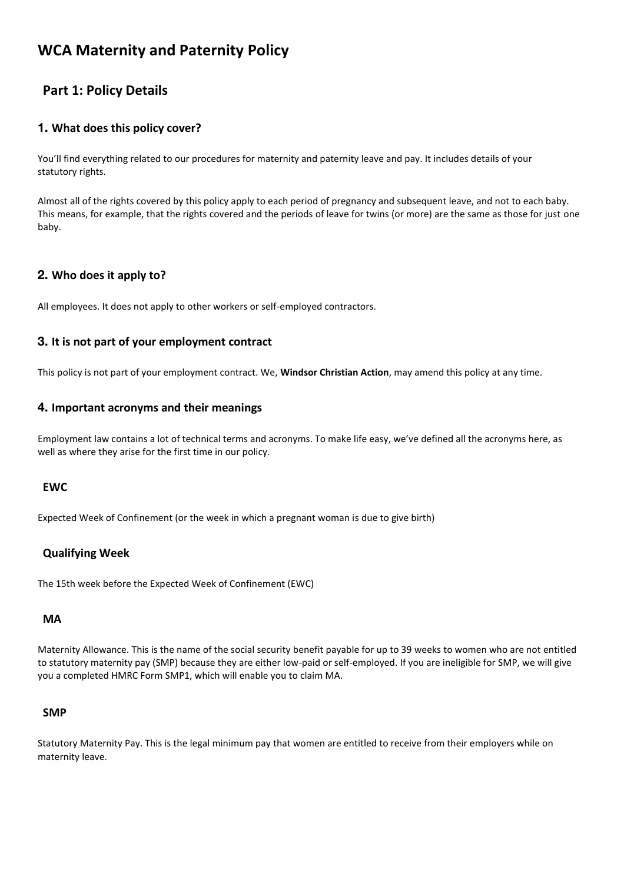# WCA Maternity and Paternity Policy

## Part 1: Policy Details

### 1. What does this policy cover?

You'll find everything related to our procedures for maternity and paternity leave and pay. It includes details of your statutory rights.

Almost all of the rights covered by this policy apply to each period of pregnancy and subsequent leave, and not to each baby. This means, for example, that the rights covered and the periods of leave for twins (or more) are the same as those for just one baby.

### 2. Who does it apply to?

All employees. It does not apply to other workers or self-employed contractors.

### 3. It is not part of your employment contract

This policy is not part of your employment contract. We, **Windsor Christian Action**, may amend this policy at any time.

### 4. Important acronyms and their meanings

Employment law contains a lot of technical terms and acronyms. To make life easy, we've defined all the acronyms here, as well as where they arise for the first time in our policy.

#### EWC

Expected Week of Confinement (or the week in which a pregnant woman is due to give birth)

#### Qualifying Week

The 15th week before the Expected Week of Confinement (EWC)

#### MA

Maternity Allowance. This is the name of the social security benefit payable for up to 39 weeks to women who are not entitled to statutory maternity pay (SMP) because they are either low-paid or self-employed. If you are ineligible for SMP, we will give you a completed HMRC Form SMP1, which will enable you to claim MA.

#### SMP

Statutory Maternity Pay. This is the legal minimum pay that women are entitled to receive from their employers while on maternity leave.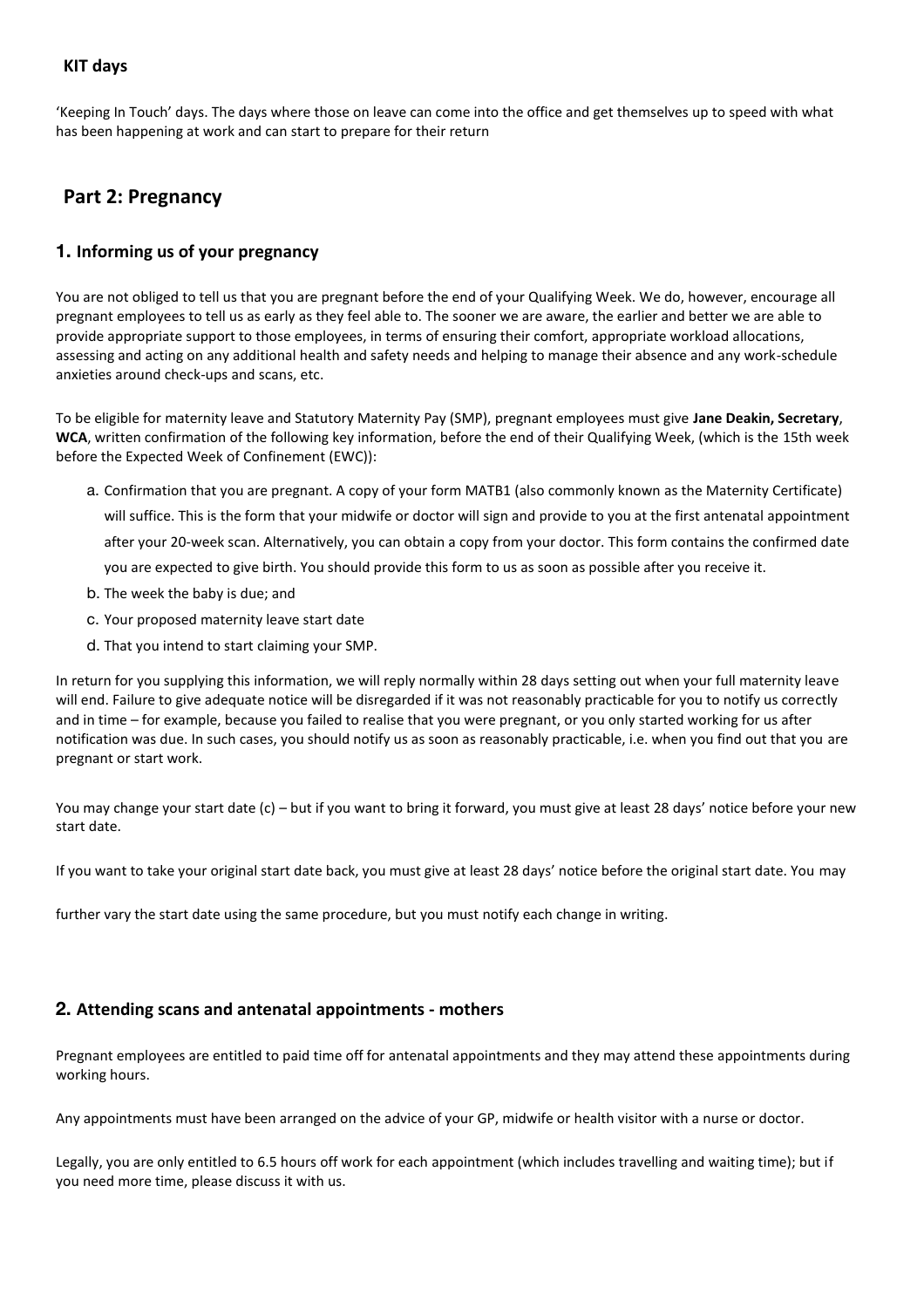### KIT days

'Keeping In Touch' days. The days where those on leave can come into the office and get themselves up to speed with what has been happening at work and can start to prepare for their return

## Part 2: Pregnancy

### 1. Informing us of your pregnancy

You are not obliged to tell us that you are pregnant before the end of your Qualifying Week. We do, however, encourage all pregnant employees to tell us as early as they feel able to. The sooner we are aware, the earlier and better we are able to provide appropriate support to those employees, in terms of ensuring their comfort, appropriate workload allocations, assessing and acting on any additional health and safety needs and helping to manage their absence and any work-schedule anxieties around check-ups and scans, etc.

To be eligible for maternity leave and Statutory Maternity Pay (SMP), pregnant employees must give **Jane Deakin, Secretary**, **WCA**, written confirmation of the following key information, before the end of their Qualifying Week, (which is the 15th week before the Expected Week of Confinement (EWC)):

a. Confirmation that you are pregnant. A copy of your form MATB1 (also commonly known as the Maternity Certificate) will suffice. This is the form that your midwife or doctor will sign and provide to you at the first antenatal appointment after your 20-week scan. Alternatively, you can obtain a copy from your doctor. This form contains the confirmed date you are expected to give birth. You should provide this form to us as soon as possible after you receive it.
b. The week the baby is due; and
c. Your proposed maternity leave start date
d. That you intend to start claiming your SMP.

In return for you supplying this information, we will reply normally within 28 days setting out when your full maternity leave will end. Failure to give adequate notice will be disregarded if it was not reasonably practicable for you to notify us correctly and in time – for example, because you failed to realise that you were pregnant, or you only started working for us after notification was due. In such cases, you should notify us as soon as reasonably practicable, i.e. when you find out that you are pregnant or start work.

You may change your start date (c) – but if you want to bring it forward, you must give at least 28 days' notice before your new start date.

If you want to take your original start date back, you must give at least 28 days' notice before the original start date. You may further vary the start date using the same procedure, but you must notify each change in writing.

### 2. Attending scans and antenatal appointments - mothers

Pregnant employees are entitled to paid time off for antenatal appointments and they may attend these appointments during working hours.

Any appointments must have been arranged on the advice of your GP, midwife or health visitor with a nurse or doctor.

Legally, you are only entitled to 6.5 hours off work for each appointment (which includes travelling and waiting time); but if you need more time, please discuss it with us.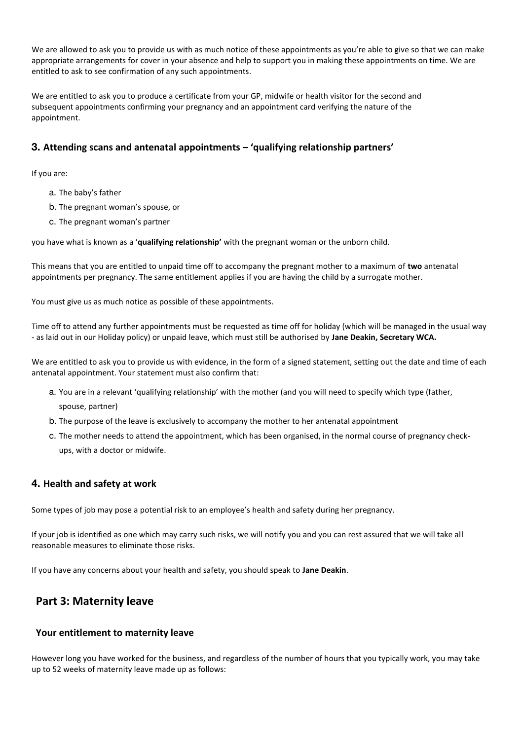We are allowed to ask you to provide us with as much notice of these appointments as you're able to give so that we can make appropriate arrangements for cover in your absence and help to support you in making these appointments on time. We are entitled to ask to see confirmation of any such appointments.

We are entitled to ask you to produce a certificate from your GP, midwife or health visitor for the second and subsequent appointments confirming your pregnancy and an appointment card verifying the nature of the appointment.

### 3. Attending scans and antenatal appointments – 'qualifying relationship partners'

If you are:

a. The baby's father
b. The pregnant woman's spouse, or
c. The pregnant woman's partner

you have what is known as a '**qualifying relationship'** with the pregnant woman or the unborn child.

This means that you are entitled to unpaid time off to accompany the pregnant mother to a maximum of **two** antenatal appointments per pregnancy. The same entitlement applies if you are having the child by a surrogate mother.

You must give us as much notice as possible of these appointments.

Time off to attend any further appointments must be requested as time off for holiday (which will be managed in the usual way - as laid out in our Holiday policy) or unpaid leave, which must still be authorised by **Jane Deakin, Secretary WCA.**

We are entitled to ask you to provide us with evidence, in the form of a signed statement, setting out the date and time of each antenatal appointment. Your statement must also confirm that:

a. You are in a relevant 'qualifying relationship' with the mother (and you will need to specify which type (father, spouse, partner)
b. The purpose of the leave is exclusively to accompany the mother to her antenatal appointment
c. The mother needs to attend the appointment, which has been organised, in the normal course of pregnancy check-ups, with a doctor or midwife.

### 4. Health and safety at work

Some types of job may pose a potential risk to an employee's health and safety during her pregnancy.

If your job is identified as one which may carry such risks, we will notify you and you can rest assured that we will take all reasonable measures to eliminate those risks.

If you have any concerns about your health and safety, you should speak to **Jane Deakin**.

## Part 3: Maternity leave

### Your entitlement to maternity leave

However long you have worked for the business, and regardless of the number of hours that you typically work, you may take up to 52 weeks of maternity leave made up as follows: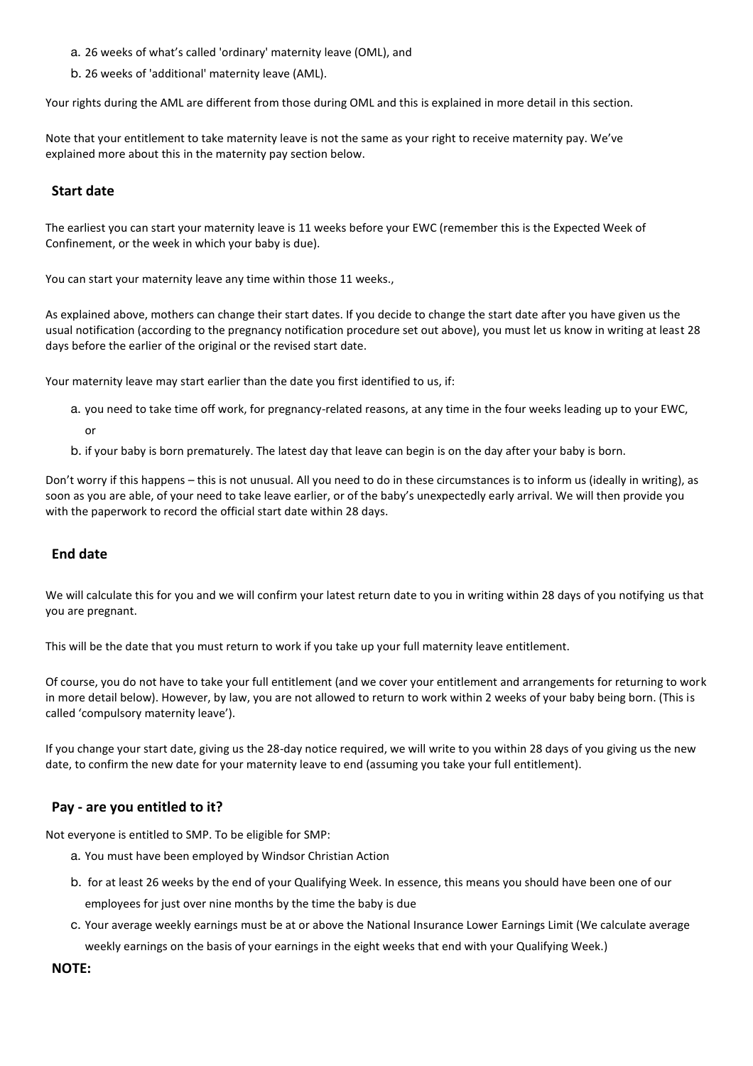a. 26 weeks of what's called 'ordinary' maternity leave (OML), and
b. 26 weeks of 'additional' maternity leave (AML).

Your rights during the AML are different from those during OML and this is explained in more detail in this section.

Note that your entitlement to take maternity leave is not the same as your right to receive maternity pay. We've explained more about this in the maternity pay section below.

## Start date

The earliest you can start your maternity leave is 11 weeks before your EWC (remember this is the Expected Week of Confinement, or the week in which your baby is due).

You can start your maternity leave any time within those 11 weeks.,

As explained above, mothers can change their start dates. If you decide to change the start date after you have given us the usual notification (according to the pregnancy notification procedure set out above), you must let us know in writing at least 28 days before the earlier of the original or the revised start date.

Your maternity leave may start earlier than the date you first identified to us, if:

a. you need to take time off work, for pregnancy-related reasons, at any time in the four weeks leading up to your EWC, or
b. if your baby is born prematurely. The latest day that leave can begin is on the day after your baby is born.

Don't worry if this happens – this is not unusual. All you need to do in these circumstances is to inform us (ideally in writing), as soon as you are able, of your need to take leave earlier, or of the baby's unexpectedly early arrival. We will then provide you with the paperwork to record the official start date within 28 days.

## End date

We will calculate this for you and we will confirm your latest return date to you in writing within 28 days of you notifying us that you are pregnant.

This will be the date that you must return to work if you take up your full maternity leave entitlement.

Of course, you do not have to take your full entitlement (and we cover your entitlement and arrangements for returning to work in more detail below). However, by law, you are not allowed to return to work within 2 weeks of your baby being born. (This is called 'compulsory maternity leave').

If you change your start date, giving us the 28-day notice required, we will write to you within 28 days of you giving us the new date, to confirm the new date for your maternity leave to end (assuming you take your full entitlement).

## Pay - are you entitled to it?

Not everyone is entitled to SMP. To be eligible for SMP:

a. You must have been employed by Windsor Christian Action
b. for at least 26 weeks by the end of your Qualifying Week. In essence, this means you should have been one of our employees for just over nine months by the time the baby is due
c. Your average weekly earnings must be at or above the National Insurance Lower Earnings Limit (We calculate average weekly earnings on the basis of your earnings in the eight weeks that end with your Qualifying Week.)

**NOTE:**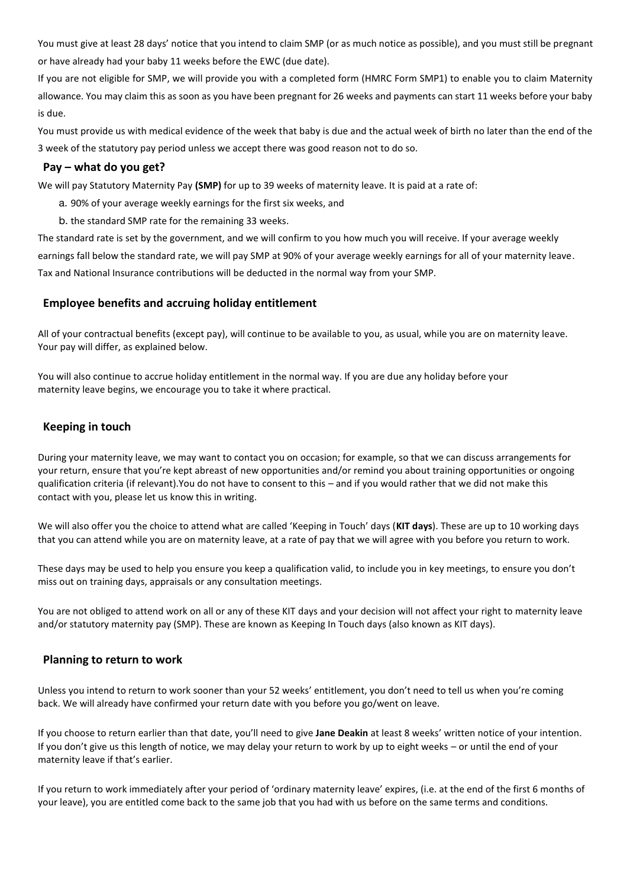You must give at least 28 days' notice that you intend to claim SMP (or as much notice as possible), and you must still be pregnant or have already had your baby 11 weeks before the EWC (due date).

If you are not eligible for SMP, we will provide you with a completed form (HMRC Form SMP1) to enable you to claim Maternity allowance. You may claim this as soon as you have been pregnant for 26 weeks and payments can start 11 weeks before your baby is due.

You must provide us with medical evidence of the week that baby is due and the actual week of birth no later than the end of the 3 week of the statutory pay period unless we accept there was good reason not to do so.

## Pay – what do you get?

We will pay Statutory Maternity Pay **(SMP)** for up to 39 weeks of maternity leave. It is paid at a rate of:

a. 90% of your average weekly earnings for the first six weeks, and

b. the standard SMP rate for the remaining 33 weeks.

The standard rate is set by the government, and we will confirm to you how much you will receive. If your average weekly earnings fall below the standard rate, we will pay SMP at 90% of your average weekly earnings for all of your maternity leave. Tax and National Insurance contributions will be deducted in the normal way from your SMP.

## Employee benefits and accruing holiday entitlement

All of your contractual benefits (except pay), will continue to be available to you, as usual, while you are on maternity leave. Your pay will differ, as explained below.

You will also continue to accrue holiday entitlement in the normal way. If you are due any holiday before your maternity leave begins, we encourage you to take it where practical.

## Keeping in touch

During your maternity leave, we may want to contact you on occasion; for example, so that we can discuss arrangements for your return, ensure that you're kept abreast of new opportunities and/or remind you about training opportunities or ongoing qualification criteria (if relevant).You do not have to consent to this – and if you would rather that we did not make this contact with you, please let us know this in writing.

We will also offer you the choice to attend what are called 'Keeping in Touch' days (**KIT days**). These are up to 10 working days that you can attend while you are on maternity leave, at a rate of pay that we will agree with you before you return to work.

These days may be used to help you ensure you keep a qualification valid, to include you in key meetings, to ensure you don't miss out on training days, appraisals or any consultation meetings.

You are not obliged to attend work on all or any of these KIT days and your decision will not affect your right to maternity leave and/or statutory maternity pay (SMP). These are known as Keeping In Touch days (also known as KIT days).

## Planning to return to work

Unless you intend to return to work sooner than your 52 weeks' entitlement, you don't need to tell us when you're coming back. We will already have confirmed your return date with you before you go/went on leave.

If you choose to return earlier than that date, you'll need to give **Jane Deakin** at least 8 weeks' written notice of your intention. If you don't give us this length of notice, we may delay your return to work by up to eight weeks – or until the end of your maternity leave if that's earlier.

If you return to work immediately after your period of 'ordinary maternity leave' expires, (i.e. at the end of the first 6 months of your leave), you are entitled come back to the same job that you had with us before on the same terms and conditions.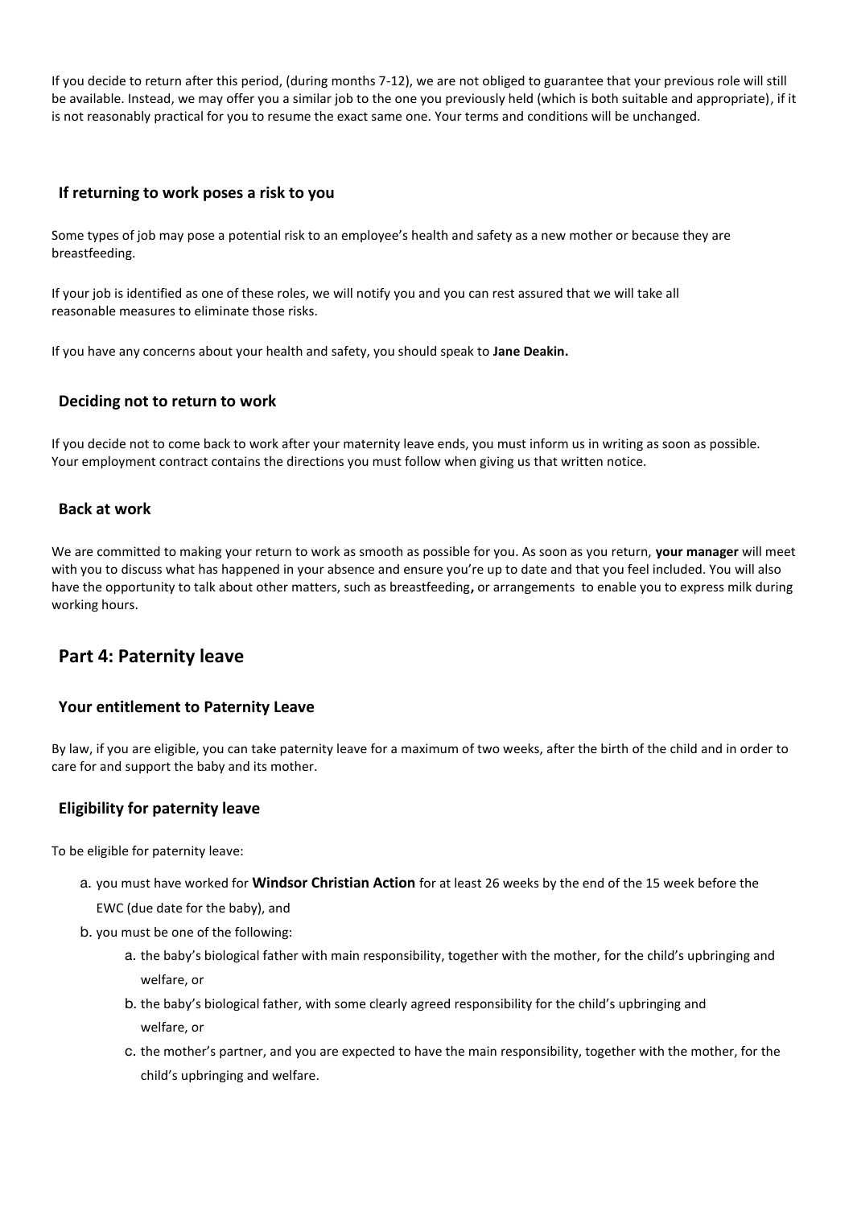If you decide to return after this period, (during months 7-12), we are not obliged to guarantee that your previous role will still be available. Instead, we may offer you a similar job to the one you previously held (which is both suitable and appropriate), if it is not reasonably practical for you to resume the exact same one. Your terms and conditions will be unchanged.

### If returning to work poses a risk to you

Some types of job may pose a potential risk to an employee's health and safety as a new mother or because they are breastfeeding.

If your job is identified as one of these roles, we will notify you and you can rest assured that we will take all reasonable measures to eliminate those risks.

If you have any concerns about your health and safety, you should speak to **Jane Deakin.**

### Deciding not to return to work

If you decide not to come back to work after your maternity leave ends, you must inform us in writing as soon as possible. Your employment contract contains the directions you must follow when giving us that written notice.

### Back at work

We are committed to making your return to work as smooth as possible for you. As soon as you return, **your manager** will meet with you to discuss what has happened in your absence and ensure you're up to date and that you feel included. You will also have the opportunity to talk about other matters, such as breastfeeding**,** or arrangements to enable you to express milk during working hours.

## Part 4: Paternity leave

### Your entitlement to Paternity Leave

By law, if you are eligible, you can take paternity leave for a maximum of two weeks, after the birth of the child and in order to care for and support the baby and its mother.

### Eligibility for paternity leave

To be eligible for paternity leave:

a. you must have worked for **Windsor Christian Action** for at least 26 weeks by the end of the 15 week before the EWC (due date for the baby), and
b. you must be one of the following:
    a. the baby's biological father with main responsibility, together with the mother, for the child's upbringing and welfare, or
    b. the baby's biological father, with some clearly agreed responsibility for the child's upbringing and welfare, or
    c. the mother's partner, and you are expected to have the main responsibility, together with the mother, for the child's upbringing and welfare.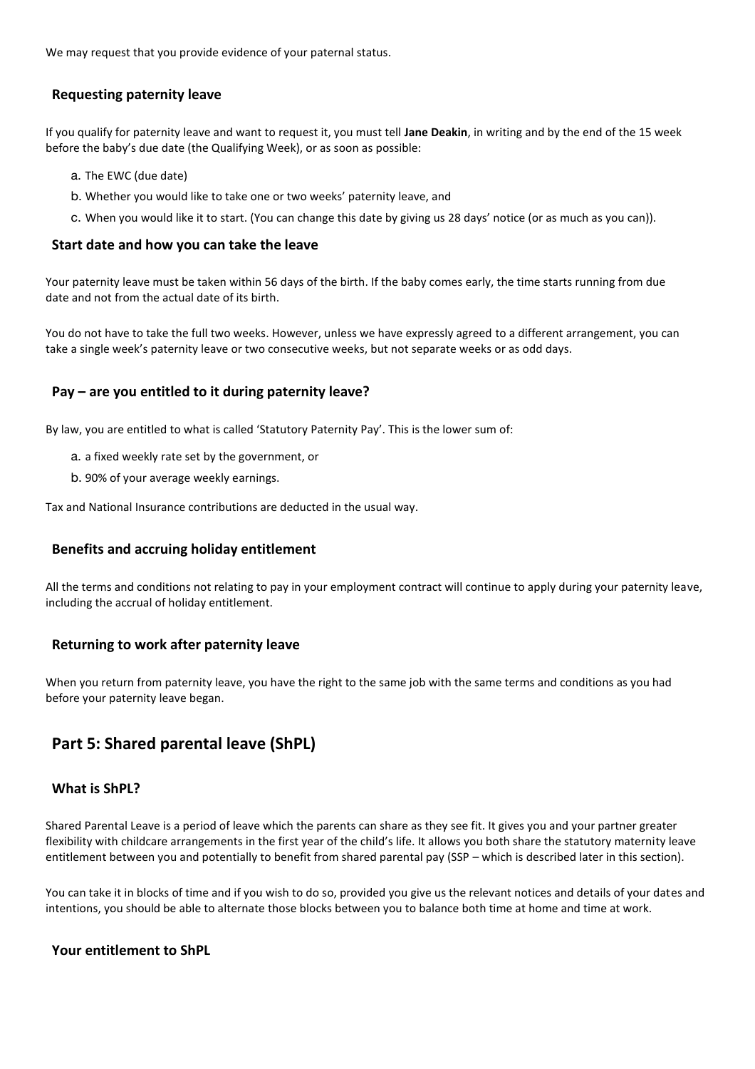We may request that you provide evidence of your paternal status.

### Requesting paternity leave

If you qualify for paternity leave and want to request it, you must tell **Jane Deakin**, in writing and by the end of the 15 week before the baby's due date (the Qualifying Week), or as soon as possible:

a. The EWC (due date)
b. Whether you would like to take one or two weeks' paternity leave, and
c. When you would like it to start. (You can change this date by giving us 28 days' notice (or as much as you can)).

### Start date and how you can take the leave

Your paternity leave must be taken within 56 days of the birth. If the baby comes early, the time starts running from due date and not from the actual date of its birth.

You do not have to take the full two weeks. However, unless we have expressly agreed to a different arrangement, you can take a single week's paternity leave or two consecutive weeks, but not separate weeks or as odd days.

### Pay – are you entitled to it during paternity leave?

By law, you are entitled to what is called 'Statutory Paternity Pay'. This is the lower sum of:

a. a fixed weekly rate set by the government, or
b. 90% of your average weekly earnings.

Tax and National Insurance contributions are deducted in the usual way.

### Benefits and accruing holiday entitlement

All the terms and conditions not relating to pay in your employment contract will continue to apply during your paternity leave, including the accrual of holiday entitlement.

### Returning to work after paternity leave

When you return from paternity leave, you have the right to the same job with the same terms and conditions as you had before your paternity leave began.

## Part 5: Shared parental leave (ShPL)

### What is ShPL?

Shared Parental Leave is a period of leave which the parents can share as they see fit. It gives you and your partner greater flexibility with childcare arrangements in the first year of the child's life. It allows you both share the statutory maternity leave entitlement between you and potentially to benefit from shared parental pay (SSP – which is described later in this section).

You can take it in blocks of time and if you wish to do so, provided you give us the relevant notices and details of your dates and intentions, you should be able to alternate those blocks between you to balance both time at home and time at work.

### Your entitlement to ShPL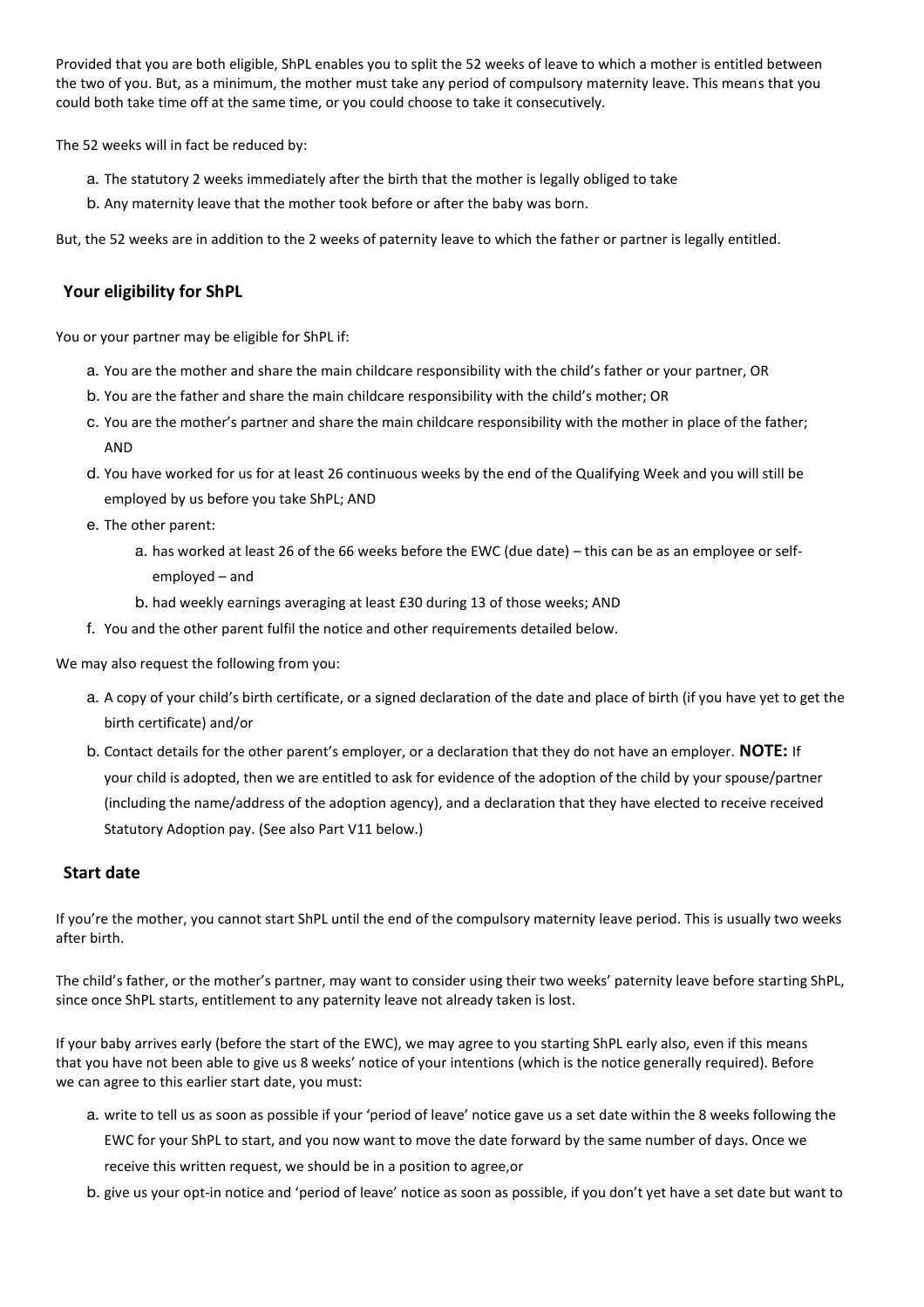Provided that you are both eligible, ShPL enables you to split the 52 weeks of leave to which a mother is entitled between the two of you. But, as a minimum, the mother must take any period of compulsory maternity leave. This means that you could both take time off at the same time, or you could choose to take it consecutively.

The 52 weeks will in fact be reduced by:

a. The statutory 2 weeks immediately after the birth that the mother is legally obliged to take
b. Any maternity leave that the mother took before or after the baby was born.

But, the 52 weeks are in addition to the 2 weeks of paternity leave to which the father or partner is legally entitled.

## Your eligibility for ShPL

You or your partner may be eligible for ShPL if:

a. You are the mother and share the main childcare responsibility with the child's father or your partner, OR
b. You are the father and share the main childcare responsibility with the child's mother; OR
c. You are the mother's partner and share the main childcare responsibility with the mother in place of the father; AND
d. You have worked for us for at least 26 continuous weeks by the end of the Qualifying Week and you will still be employed by us before you take ShPL; AND
e. The other parent:
    a. has worked at least 26 of the 66 weeks before the EWC (due date) – this can be as an employee or self-employed – and
    b. had weekly earnings averaging at least £30 during 13 of those weeks; AND
f. You and the other parent fulfil the notice and other requirements detailed below.

We may also request the following from you:

a. A copy of your child's birth certificate, or a signed declaration of the date and place of birth (if you have yet to get the birth certificate) and/or
b. Contact details for the other parent's employer, or a declaration that they do not have an employer. **NOTE:** If your child is adopted, then we are entitled to ask for evidence of the adoption of the child by your spouse/partner (including the name/address of the adoption agency), and a declaration that they have elected to receive received Statutory Adoption pay. (See also Part V11 below.)

## Start date

If you're the mother, you cannot start ShPL until the end of the compulsory maternity leave period. This is usually two weeks after birth.

The child's father, or the mother's partner, may want to consider using their two weeks' paternity leave before starting ShPL, since once ShPL starts, entitlement to any paternity leave not already taken is lost.

If your baby arrives early (before the start of the EWC), we may agree to you starting ShPL early also, even if this means that you have not been able to give us 8 weeks' notice of your intentions (which is the notice generally required). Before we can agree to this earlier start date, you must:

a. write to tell us as soon as possible if your 'period of leave' notice gave us a set date within the 8 weeks following the EWC for your ShPL to start, and you now want to move the date forward by the same number of days. Once we receive this written request, we should be in a position to agree,or
b. give us your opt-in notice and 'period of leave' notice as soon as possible, if you don't yet have a set date but want to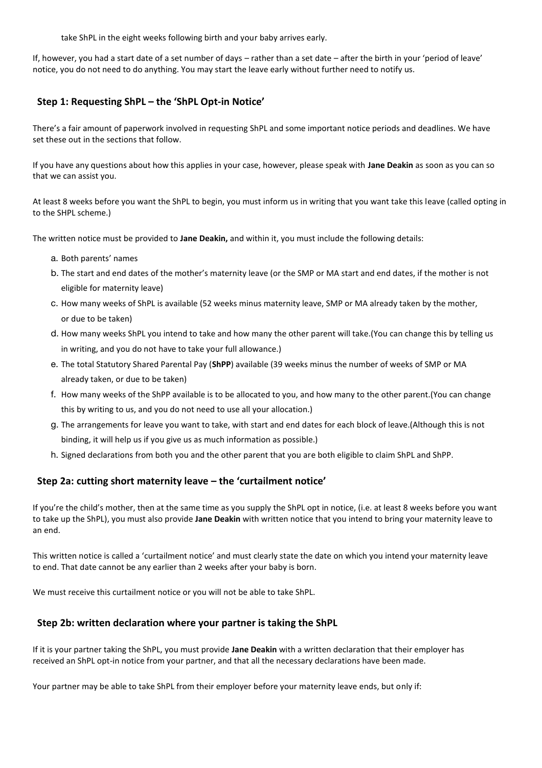take ShPL in the eight weeks following birth and your baby arrives early.

If, however, you had a start date of a set number of days – rather than a set date – after the birth in your 'period of leave' notice, you do not need to do anything. You may start the leave early without further need to notify us.

## Step 1: Requesting ShPL – the 'ShPL Opt-in Notice'

There's a fair amount of paperwork involved in requesting ShPL and some important notice periods and deadlines. We have set these out in the sections that follow.

If you have any questions about how this applies in your case, however, please speak with **Jane Deakin** as soon as you can so that we can assist you.

At least 8 weeks before you want the ShPL to begin, you must inform us in writing that you want take this leave (called opting in to the SHPL scheme.)

The written notice must be provided to **Jane Deakin,** and within it, you must include the following details:

a. Both parents' names
b. The start and end dates of the mother's maternity leave (or the SMP or MA start and end dates, if the mother is not eligible for maternity leave)
c. How many weeks of ShPL is available (52 weeks minus maternity leave, SMP or MA already taken by the mother, or due to be taken)
d. How many weeks ShPL you intend to take and how many the other parent will take.(You can change this by telling us in writing, and you do not have to take your full allowance.)
e. The total Statutory Shared Parental Pay (**ShPP**) available (39 weeks minus the number of weeks of SMP or MA already taken, or due to be taken)
f. How many weeks of the ShPP available is to be allocated to you, and how many to the other parent.(You can change this by writing to us, and you do not need to use all your allocation.)
g. The arrangements for leave you want to take, with start and end dates for each block of leave.(Although this is not binding, it will help us if you give us as much information as possible.)
h. Signed declarations from both you and the other parent that you are both eligible to claim ShPL and ShPP.

## Step 2a: cutting short maternity leave – the 'curtailment notice'

If you're the child's mother, then at the same time as you supply the ShPL opt in notice, (i.e. at least 8 weeks before you want to take up the ShPL), you must also provide **Jane Deakin** with written notice that you intend to bring your maternity leave to an end.

This written notice is called a 'curtailment notice' and must clearly state the date on which you intend your maternity leave to end. That date cannot be any earlier than 2 weeks after your baby is born.

We must receive this curtailment notice or you will not be able to take ShPL.

## Step 2b: written declaration where your partner is taking the ShPL

If it is your partner taking the ShPL, you must provide **Jane Deakin** with a written declaration that their employer has received an ShPL opt-in notice from your partner, and that all the necessary declarations have been made.

Your partner may be able to take ShPL from their employer before your maternity leave ends, but only if: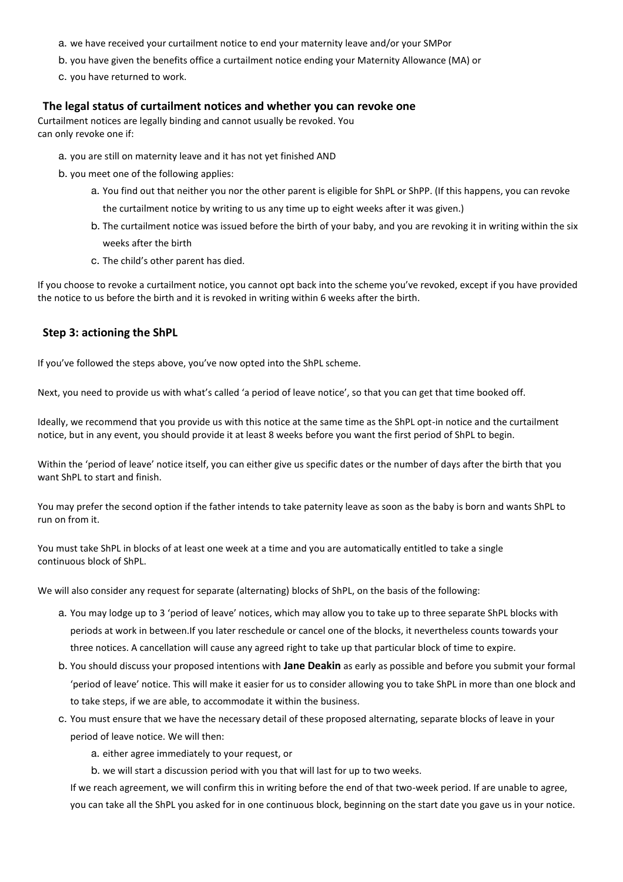a. we have received your curtailment notice to end your maternity leave and/or your SMPor
b. you have given the benefits office a curtailment notice ending your Maternity Allowance (MA) or
c. you have returned to work.

### The legal status of curtailment notices and whether you can revoke one

Curtailment notices are legally binding and cannot usually be revoked. You can only revoke one if:

a. you are still on maternity leave and it has not yet finished AND
b. you meet one of the following applies:
    a. You find out that neither you nor the other parent is eligible for ShPL or ShPP. (If this happens, you can revoke the curtailment notice by writing to us any time up to eight weeks after it was given.)
    b. The curtailment notice was issued before the birth of your baby, and you are revoking it in writing within the six weeks after the birth
    c. The child's other parent has died.

If you choose to revoke a curtailment notice, you cannot opt back into the scheme you've revoked, except if you have provided the notice to us before the birth and it is revoked in writing within 6 weeks after the birth.

### Step 3: actioning the ShPL

If you've followed the steps above, you've now opted into the ShPL scheme.

Next, you need to provide us with what's called 'a period of leave notice', so that you can get that time booked off.

Ideally, we recommend that you provide us with this notice at the same time as the ShPL opt-in notice and the curtailment notice, but in any event, you should provide it at least 8 weeks before you want the first period of ShPL to begin.

Within the 'period of leave' notice itself, you can either give us specific dates or the number of days after the birth that you want ShPL to start and finish.

You may prefer the second option if the father intends to take paternity leave as soon as the baby is born and wants ShPL to run on from it.

You must take ShPL in blocks of at least one week at a time and you are automatically entitled to take a single continuous block of ShPL.

We will also consider any request for separate (alternating) blocks of ShPL, on the basis of the following:

a. You may lodge up to 3 'period of leave' notices, which may allow you to take up to three separate ShPL blocks with periods at work in between.If you later reschedule or cancel one of the blocks, it nevertheless counts towards your three notices. A cancellation will cause any agreed right to take up that particular block of time to expire.
b. You should discuss your proposed intentions with **Jane Deakin** as early as possible and before you submit your formal 'period of leave' notice. This will make it easier for us to consider allowing you to take ShPL in more than one block and to take steps, if we are able, to accommodate it within the business.
c. You must ensure that we have the necessary detail of these proposed alternating, separate blocks of leave in your period of leave notice. We will then:
    a. either agree immediately to your request, or
    b. we will start a discussion period with you that will last for up to two weeks.

   If we reach agreement, we will confirm this in writing before the end of that two-week period. If are unable to agree, you can take all the ShPL you asked for in one continuous block, beginning on the start date you gave us in your notice.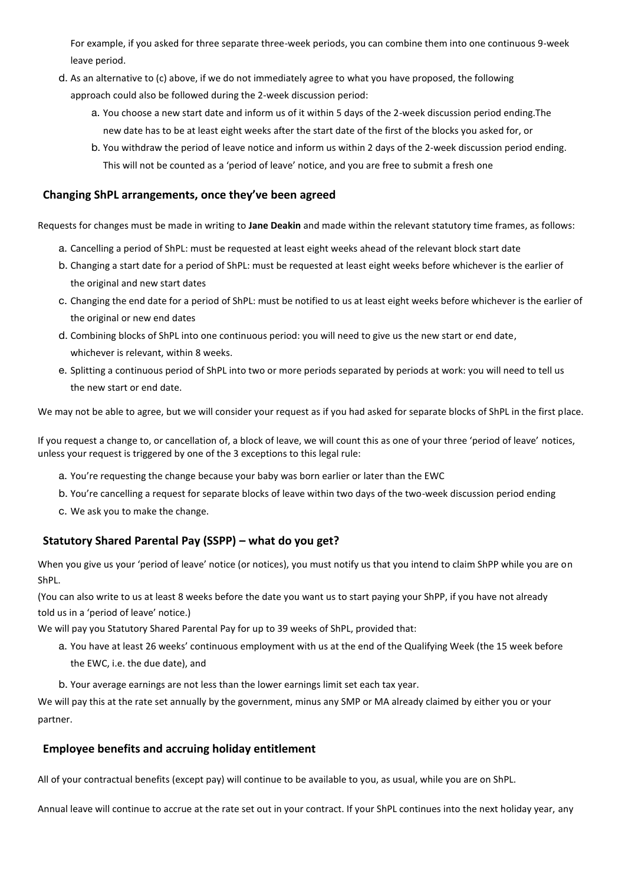For example, if you asked for three separate three-week periods, you can combine them into one continuous 9-week leave period.

d. As an alternative to (c) above, if we do not immediately agree to what you have proposed, the following approach could also be followed during the 2-week discussion period:
    a. You choose a new start date and inform us of it within 5 days of the 2-week discussion period ending.The new date has to be at least eight weeks after the start date of the first of the blocks you asked for, or
    b. You withdraw the period of leave notice and inform us within 2 days of the 2-week discussion period ending. This will not be counted as a 'period of leave' notice, and you are free to submit a fresh one

## Changing ShPL arrangements, once they've been agreed

Requests for changes must be made in writing to **Jane Deakin** and made within the relevant statutory time frames, as follows:

a. Cancelling a period of ShPL: must be requested at least eight weeks ahead of the relevant block start date
b. Changing a start date for a period of ShPL: must be requested at least eight weeks before whichever is the earlier of the original and new start dates
c. Changing the end date for a period of ShPL: must be notified to us at least eight weeks before whichever is the earlier of the original or new end dates
d. Combining blocks of ShPL into one continuous period: you will need to give us the new start or end date, whichever is relevant, within 8 weeks.
e. Splitting a continuous period of ShPL into two or more periods separated by periods at work: you will need to tell us the new start or end date.

We may not be able to agree, but we will consider your request as if you had asked for separate blocks of ShPL in the first place.

If you request a change to, or cancellation of, a block of leave, we will count this as one of your three 'period of leave' notices, unless your request is triggered by one of the 3 exceptions to this legal rule:

a. You're requesting the change because your baby was born earlier or later than the EWC
b. You're cancelling a request for separate blocks of leave within two days of the two-week discussion period ending
c. We ask you to make the change.

## Statutory Shared Parental Pay (SSPP) – what do you get?

When you give us your 'period of leave' notice (or notices), you must notify us that you intend to claim ShPP while you are on ShPL.

(You can also write to us at least 8 weeks before the date you want us to start paying your ShPP, if you have not already told us in a 'period of leave' notice.)

We will pay you Statutory Shared Parental Pay for up to 39 weeks of ShPL, provided that:

a. You have at least 26 weeks' continuous employment with us at the end of the Qualifying Week (the 15 week before the EWC, i.e. the due date), and
b. Your average earnings are not less than the lower earnings limit set each tax year.

We will pay this at the rate set annually by the government, minus any SMP or MA already claimed by either you or your partner.

## Employee benefits and accruing holiday entitlement

All of your contractual benefits (except pay) will continue to be available to you, as usual, while you are on ShPL.

Annual leave will continue to accrue at the rate set out in your contract. If your ShPL continues into the next holiday year, any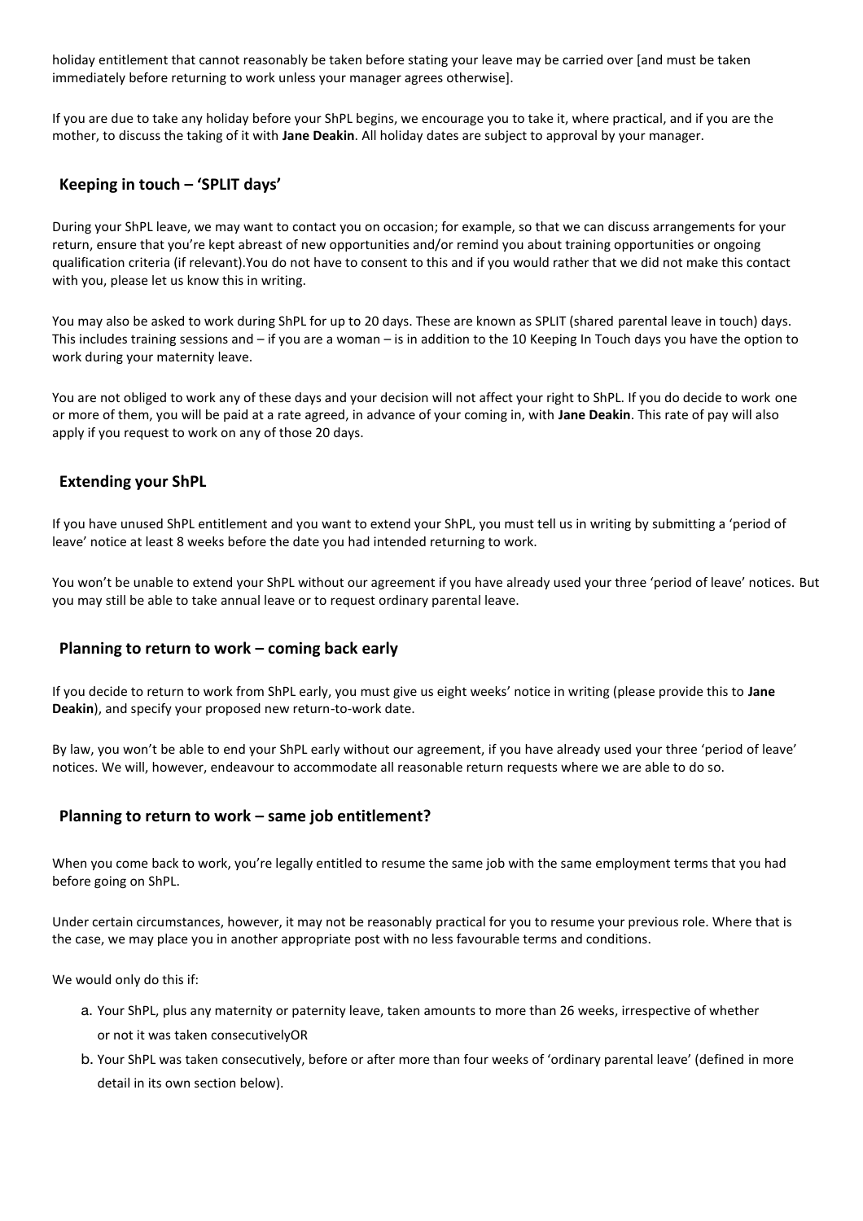holiday entitlement that cannot reasonably be taken before stating your leave may be carried over [and must be taken immediately before returning to work unless your manager agrees otherwise].

If you are due to take any holiday before your ShPL begins, we encourage you to take it, where practical, and if you are the mother, to discuss the taking of it with **Jane Deakin**. All holiday dates are subject to approval by your manager.

## Keeping in touch – 'SPLIT days'

During your ShPL leave, we may want to contact you on occasion; for example, so that we can discuss arrangements for your return, ensure that you're kept abreast of new opportunities and/or remind you about training opportunities or ongoing qualification criteria (if relevant).You do not have to consent to this and if you would rather that we did not make this contact with you, please let us know this in writing.

You may also be asked to work during ShPL for up to 20 days. These are known as SPLIT (shared parental leave in touch) days. This includes training sessions and – if you are a woman – is in addition to the 10 Keeping In Touch days you have the option to work during your maternity leave.

You are not obliged to work any of these days and your decision will not affect your right to ShPL. If you do decide to work one or more of them, you will be paid at a rate agreed, in advance of your coming in, with **Jane Deakin**. This rate of pay will also apply if you request to work on any of those 20 days.

## Extending your ShPL

If you have unused ShPL entitlement and you want to extend your ShPL, you must tell us in writing by submitting a 'period of leave' notice at least 8 weeks before the date you had intended returning to work.

You won't be unable to extend your ShPL without our agreement if you have already used your three 'period of leave' notices. But you may still be able to take annual leave or to request ordinary parental leave.

## Planning to return to work – coming back early

If you decide to return to work from ShPL early, you must give us eight weeks' notice in writing (please provide this to **Jane Deakin**), and specify your proposed new return-to-work date.

By law, you won't be able to end your ShPL early without our agreement, if you have already used your three 'period of leave' notices. We will, however, endeavour to accommodate all reasonable return requests where we are able to do so.

## Planning to return to work – same job entitlement?

When you come back to work, you're legally entitled to resume the same job with the same employment terms that you had before going on ShPL.

Under certain circumstances, however, it may not be reasonably practical for you to resume your previous role. Where that is the case, we may place you in another appropriate post with no less favourable terms and conditions.

We would only do this if:

a. Your ShPL, plus any maternity or paternity leave, taken amounts to more than 26 weeks, irrespective of whether or not it was taken consecutivelyOR
b. Your ShPL was taken consecutively, before or after more than four weeks of 'ordinary parental leave' (defined in more detail in its own section below).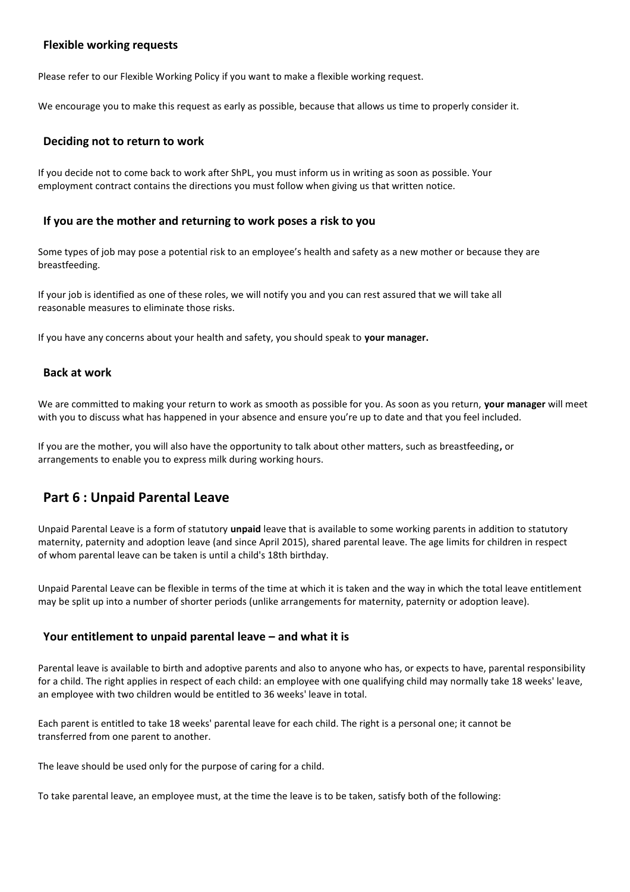### Flexible working requests

Please refer to our Flexible Working Policy if you want to make a flexible working request.

We encourage you to make this request as early as possible, because that allows us time to properly consider it.

### Deciding not to return to work

If you decide not to come back to work after ShPL, you must inform us in writing as soon as possible. Your employment contract contains the directions you must follow when giving us that written notice.

### If you are the mother and returning to work poses a risk to you

Some types of job may pose a potential risk to an employee's health and safety as a new mother or because they are breastfeeding.

If your job is identified as one of these roles, we will notify you and you can rest assured that we will take all reasonable measures to eliminate those risks.

If you have any concerns about your health and safety, you should speak to **your manager.**

### Back at work

We are committed to making your return to work as smooth as possible for you. As soon as you return, **your manager** will meet with you to discuss what has happened in your absence and ensure you're up to date and that you feel included.

If you are the mother, you will also have the opportunity to talk about other matters, such as breastfeeding**,** or arrangements to enable you to express milk during working hours.

## Part 6 : Unpaid Parental Leave

Unpaid Parental Leave is a form of statutory **unpaid** leave that is available to some working parents in addition to statutory maternity, paternity and adoption leave (and since April 2015), shared parental leave. The age limits for children in respect of whom parental leave can be taken is until a child's 18th birthday.

Unpaid Parental Leave can be flexible in terms of the time at which it is taken and the way in which the total leave entitlement may be split up into a number of shorter periods (unlike arrangements for maternity, paternity or adoption leave).

### Your entitlement to unpaid parental leave – and what it is

Parental leave is available to birth and adoptive parents and also to anyone who has, or expects to have, parental responsibility for a child. The right applies in respect of each child: an employee with one qualifying child may normally take 18 weeks' leave, an employee with two children would be entitled to 36 weeks' leave in total.

Each parent is entitled to take 18 weeks' parental leave for each child. The right is a personal one; it cannot be transferred from one parent to another.

The leave should be used only for the purpose of caring for a child.

To take parental leave, an employee must, at the time the leave is to be taken, satisfy both of the following: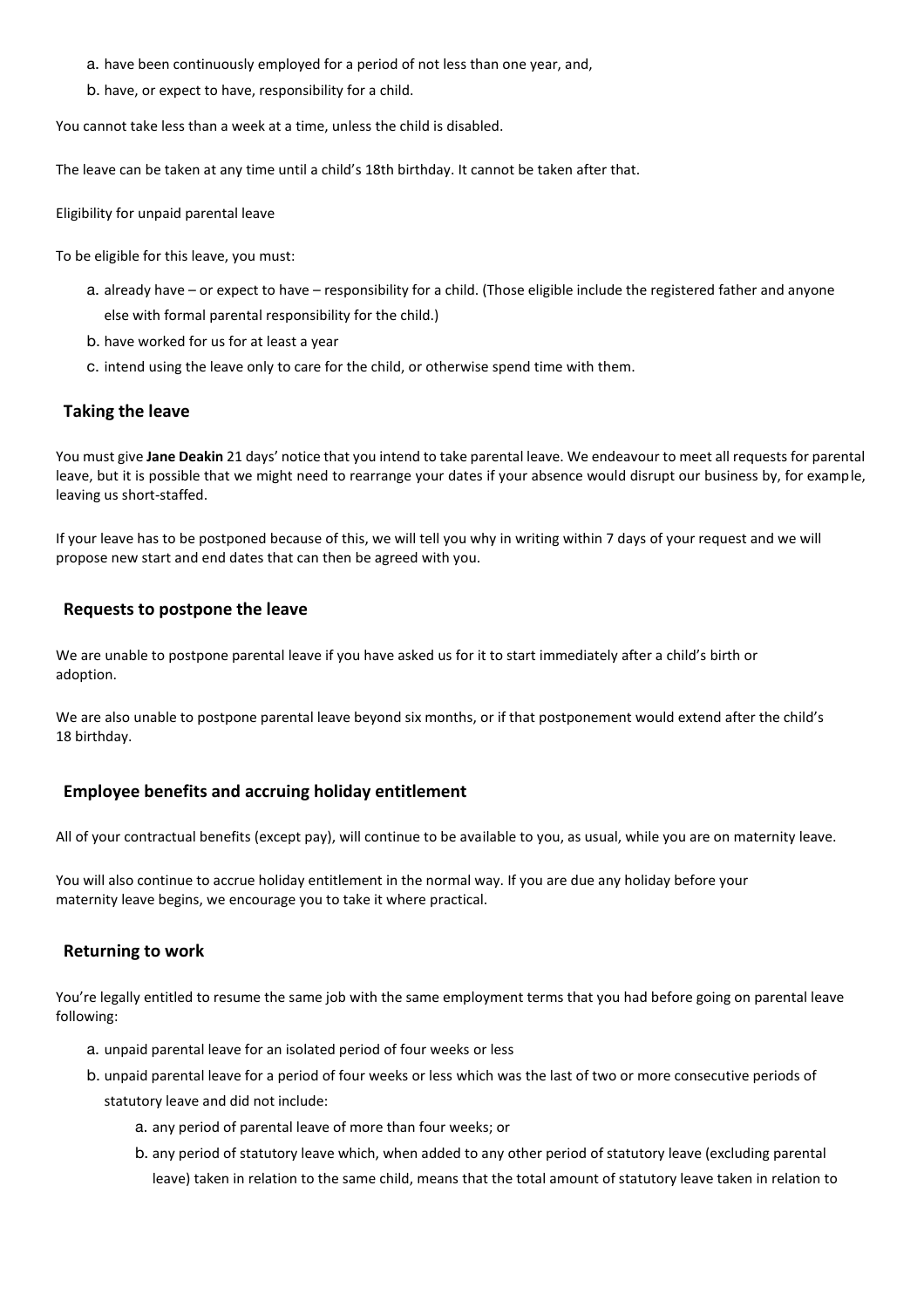a. have been continuously employed for a period of not less than one year, and,

b. have, or expect to have, responsibility for a child.

You cannot take less than a week at a time, unless the child is disabled.

The leave can be taken at any time until a child's 18th birthday. It cannot be taken after that.

Eligibility for unpaid parental leave

To be eligible for this leave, you must:

a. already have – or expect to have – responsibility for a child. (Those eligible include the registered father and anyone else with formal parental responsibility for the child.)

b. have worked for us for at least a year

c. intend using the leave only to care for the child, or otherwise spend time with them.

## Taking the leave

You must give **Jane Deakin** 21 days' notice that you intend to take parental leave. We endeavour to meet all requests for parental leave, but it is possible that we might need to rearrange your dates if your absence would disrupt our business by, for example, leaving us short-staffed.

If your leave has to be postponed because of this, we will tell you why in writing within 7 days of your request and we will propose new start and end dates that can then be agreed with you.

## Requests to postpone the leave

We are unable to postpone parental leave if you have asked us for it to start immediately after a child's birth or adoption.

We are also unable to postpone parental leave beyond six months, or if that postponement would extend after the child's 18 birthday.

## Employee benefits and accruing holiday entitlement

All of your contractual benefits (except pay), will continue to be available to you, as usual, while you are on maternity leave.

You will also continue to accrue holiday entitlement in the normal way. If you are due any holiday before your maternity leave begins, we encourage you to take it where practical.

## Returning to work

You're legally entitled to resume the same job with the same employment terms that you had before going on parental leave following:

a. unpaid parental leave for an isolated period of four weeks or less

b. unpaid parental leave for a period of four weeks or less which was the last of two or more consecutive periods of statutory leave and did not include:

    a. any period of parental leave of more than four weeks; or

    b. any period of statutory leave which, when added to any other period of statutory leave (excluding parental leave) taken in relation to the same child, means that the total amount of statutory leave taken in relation to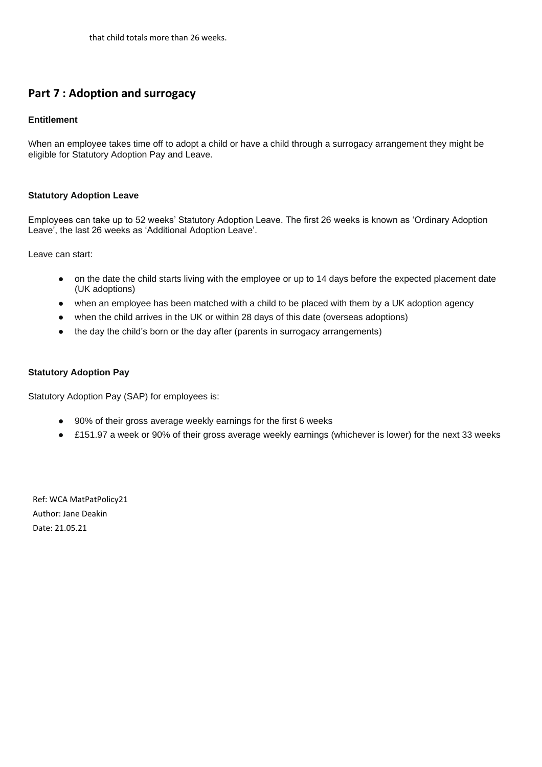that child totals more than 26 weeks.

## Part 7 : Adoption and surrogacy

**Entitlement**

When an employee takes time off to adopt a child or have a child through a surrogacy arrangement they might be eligible for Statutory Adoption Pay and Leave.

**Statutory Adoption Leave**

Employees can take up to 52 weeks' Statutory Adoption Leave. The first 26 weeks is known as 'Ordinary Adoption Leave', the last 26 weeks as 'Additional Adoption Leave'.

Leave can start:

- on the date the child starts living with the employee or up to 14 days before the expected placement date (UK adoptions)
- when an employee has been matched with a child to be placed with them by a UK adoption agency
- when the child arrives in the UK or within 28 days of this date (overseas adoptions)
- the day the child's born or the day after (parents in surrogacy arrangements)

**Statutory Adoption Pay**

Statutory Adoption Pay (SAP) for employees is:

- 90% of their gross average weekly earnings for the first 6 weeks
- £151.97 a week or 90% of their gross average weekly earnings (whichever is lower) for the next 33 weeks

Ref: WCA MatPatPolicy21
Author: Jane Deakin
Date: 21.05.21